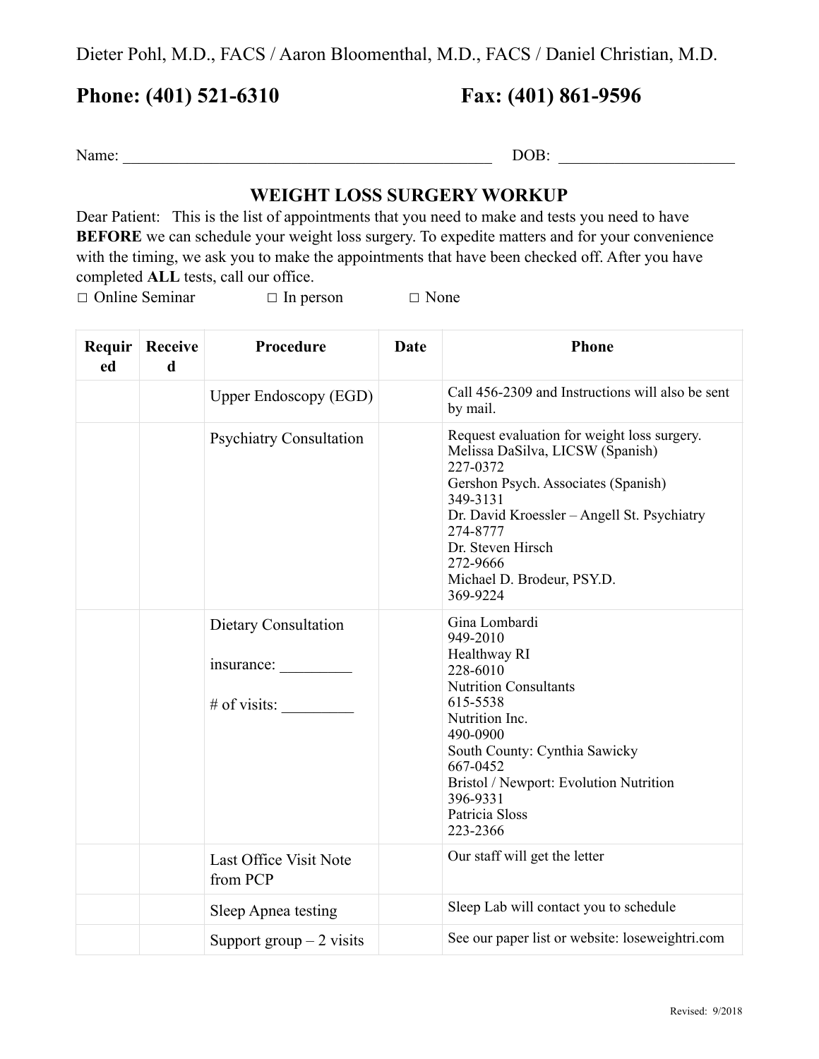Dieter Pohl, M.D., FACS / Aaron Bloomenthal, M.D., FACS / Daniel Christian, M.D.

**Phone: (401) 521-6310** **Fax: (401) 861-9596**

Name: ______________________________________________ DOB: ______________________

## WEIGHT LOSS SURGERY WORKUP

Dear Patient: This is the list of appointments that you need to make and tests you need to have **BEFORE** we can schedule your weight loss surgery. To expedite matters and for your convenience with the timing, we ask you to make the appointments that have been checked off. After you have completed **ALL** tests, call our office.

□ Online Seminar □ In person □ None

| Required | Received | Procedure | Date | Phone |
|---|---|---|---|---|
| | | Upper Endoscopy (EGD) | | Call 456-2309 and Instructions will also be sent by mail. |
| | | Psychiatry Consultation | | Request evaluation for weight loss surgery.<br>Melissa DaSilva, LICSW (Spanish)<br>227-0372<br>Gershon Psych. Associates (Spanish)<br>349-3131<br>Dr. David Kroessler – Angell St. Psychiatry<br>274-8777<br>Dr. Steven Hirsch<br>272-9666<br>Michael D. Brodeur, PSY.D.<br>369-9224 |
| | | Dietary Consultation<br><br>insurance: _________<br><br># of visits: _________ | | Gina Lombardi<br>949-2010<br>Healthway RI<br>228-6010<br>Nutrition Consultants<br>615-5538<br>Nutrition Inc.<br>490-0900<br>South County: Cynthia Sawicky<br>667-0452<br>Bristol / Newport: Evolution Nutrition<br>396-9331<br>Patricia Sloss<br>223-2366 |
| | | Last Office Visit Note from PCP | | Our staff will get the letter |
| | | Sleep Apnea testing | | Sleep Lab will contact you to schedule |
| | | Support group – 2 visits | | See our paper list or website: loseweightri.com |

Revised: 9/2018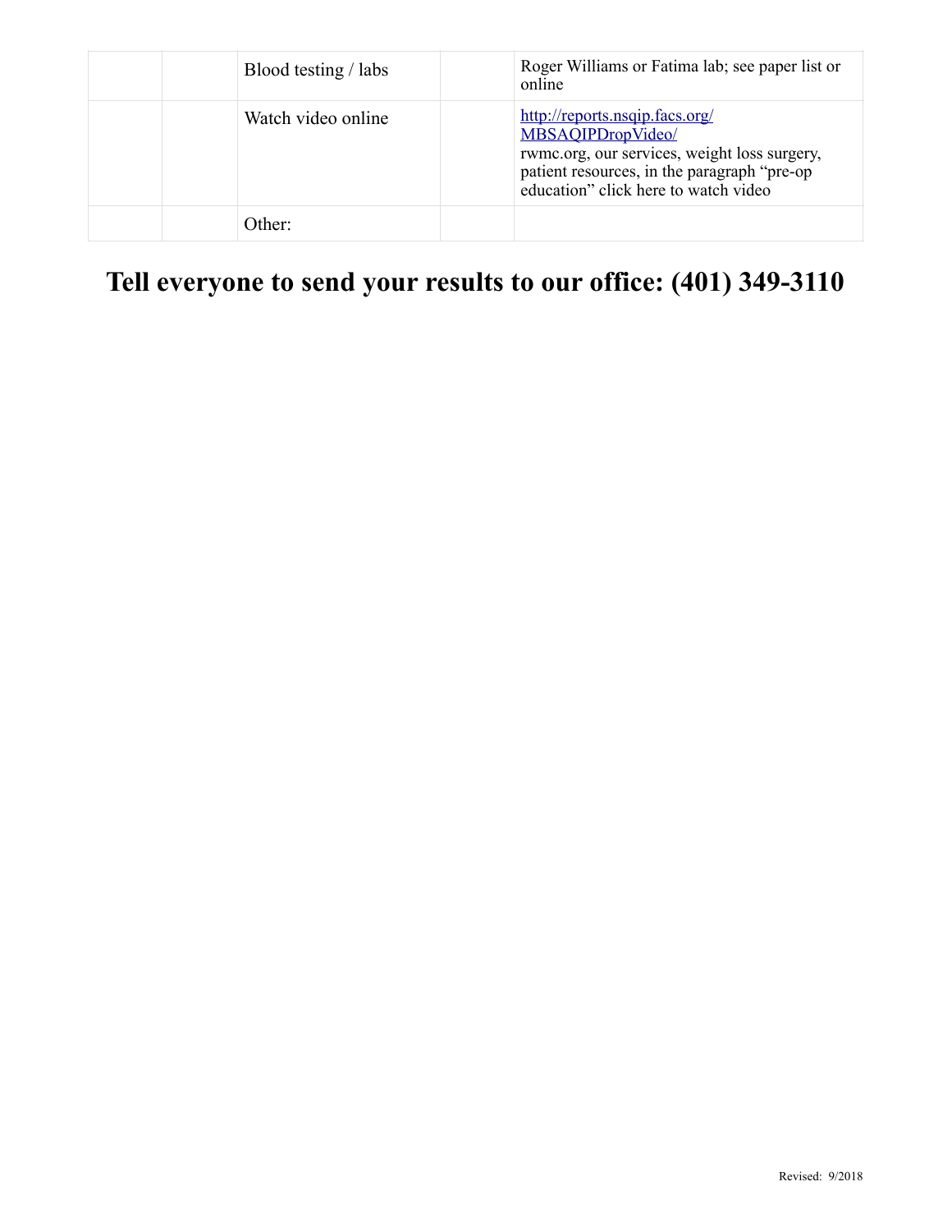| | | | | |
|---|---|---|---|---|
| | | Blood testing / labs | | Roger Williams or Fatima lab; see paper list or online |
| | | Watch video online | | http://reports.nsqip.facs.org/MBSAQIPDropVideo/ rwmc.org, our services, weight loss surgery, patient resources, in the paragraph “pre-op education” click here to watch video |
| | | Other: | | |

# Tell everyone to send your results to our office: (401) 349-3110

Revised: 9/2018